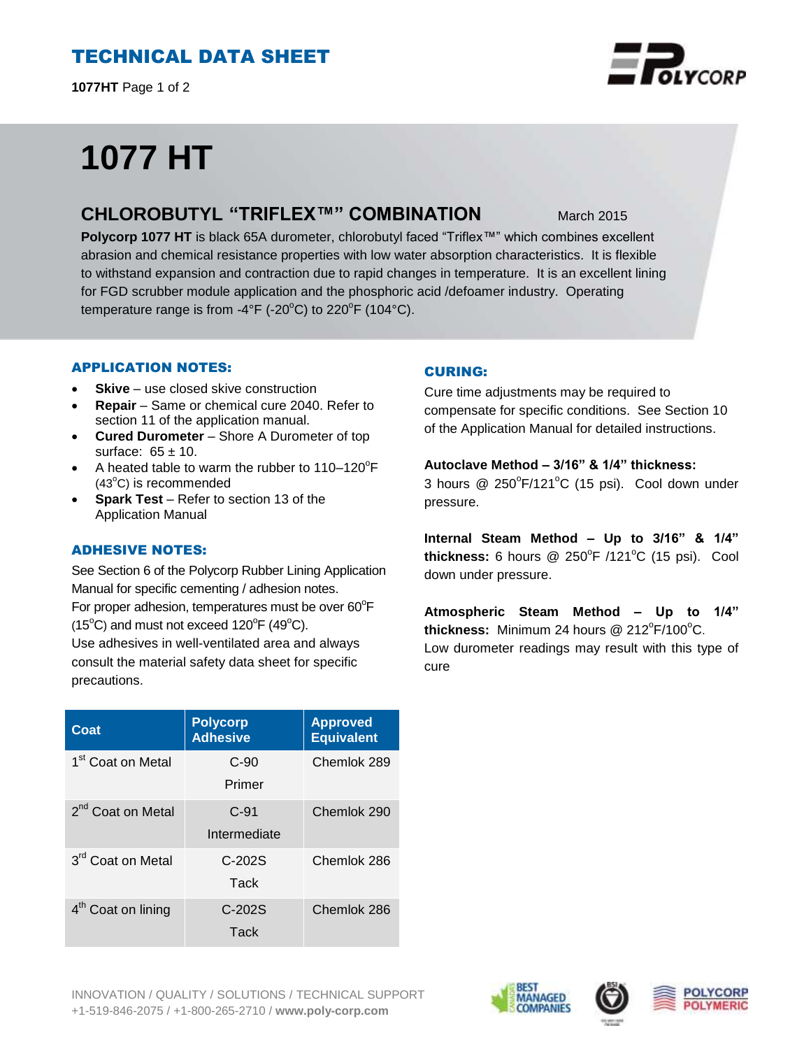# TECHNICAL DATA SHEET

**1077HT** Page 1 of 2

# 1077 HT

## CHLOROBUTYL "TRIFLEX™" COMBINATION

March 2015

**Polycorp 1077 HT** is black 65A durometer, chlorobutyl faced "Triflex™" which combines excellent abrasion and chemical resistance properties with low water absorption characteristics. It is flexible to withstand expansion and contraction due to rapid changes in temperature. It is an excellent lining for FGD scrubber module application and the phosphoric acid /defoamer industry. Operating temperature range is from -4°F (-20°C) to 220°F (104°C).

### APPLICATION NOTES:

- **Skive** – use closed skive construction
- **Repair** – Same or chemical cure 2040. Refer to section 11 of the application manual.
- **Cured Durometer** – Shore A Durometer of top surface: 65 ± 10.
- A heated table to warm the rubber to 110–120°F (43°C) is recommended
- **Spark Test** – Refer to section 13 of the Application Manual

### ADHESIVE NOTES:

See Section 6 of the Polycorp Rubber Lining Application Manual for specific cementing / adhesion notes.
For proper adhesion, temperatures must be over 60°F (15°C) and must not exceed 120°F (49°C).
Use adhesives in well-ventilated area and always consult the material safety data sheet for specific precautions.

| Coat | Polycorp Adhesive | Approved Equivalent |
|---|---|---|
| 1st Coat on Metal | C-90 Primer | Chemlok 289 |
| 2nd Coat on Metal | C-91 Intermediate | Chemlok 290 |
| 3rd Coat on Metal | C-202S Tack | Chemlok 286 |
| 4th Coat on lining | C-202S Tack | Chemlok 286 |

### CURING:

Cure time adjustments may be required to compensate for specific conditions. See Section 10 of the Application Manual for detailed instructions.

**Autoclave Method – 3/16" & 1/4" thickness:**
3 hours @ 250°F/121°C (15 psi). Cool down under pressure.

**Internal Steam Method – Up to 3/16" & 1/4" thickness:** 6 hours @ 250°F /121°C (15 psi). Cool down under pressure.

**Atmospheric Steam Method – Up to 1/4" thickness:** Minimum 24 hours @ 212°F/100°C.
Low durometer readings may result with this type of cure

INNOVATION / QUALITY / SOLUTIONS / TECHNICAL SUPPORT
+1-519-846-2075 / +1-800-265-2710 / **www.poly-corp.com**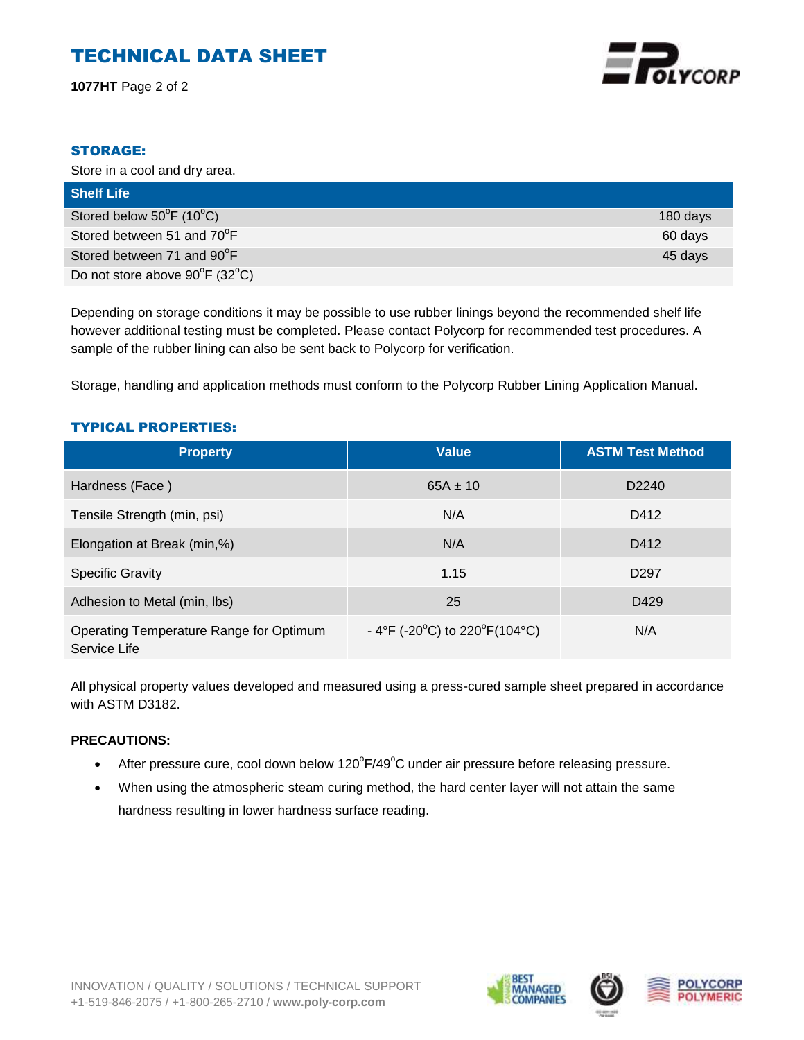## STORAGE:

Store in a cool and dry area.

| Shelf Life | |
|---|---|
| Stored below 50°F (10°C) | 180 days |
| Stored between 51 and 70°F | 60 days |
| Stored between 71 and 90°F | 45 days |
| Do not store above 90°F (32°C) | |

Depending on storage conditions it may be possible to use rubber linings beyond the recommended shelf life however additional testing must be completed. Please contact Polycorp for recommended test procedures. A sample of the rubber lining can also be sent back to Polycorp for verification.

Storage, handling and application methods must conform to the Polycorp Rubber Lining Application Manual.

## TYPICAL PROPERTIES:

| Property | Value | ASTM Test Method |
|---|---|---|
| Hardness (Face ) | 65A ± 10 | D2240 |
| Tensile Strength (min, psi) | N/A | D412 |
| Elongation at Break (min,%) | N/A | D412 |
| Specific Gravity | 1.15 | D297 |
| Adhesion to Metal (min, lbs) | 25 | D429 |
| Operating Temperature Range for Optimum Service Life | - 4°F (-20°C) to 220°F(104°C) | N/A |

All physical property values developed and measured using a press-cured sample sheet prepared in accordance with ASTM D3182.

**PRECAUTIONS:**

- After pressure cure, cool down below 120°F/49°C under air pressure before releasing pressure.
- When using the atmospheric steam curing method, the hard center layer will not attain the same hardness resulting in lower hardness surface reading.

INNOVATION / QUALITY / SOLUTIONS / TECHNICAL SUPPORT
+1-519-846-2075 / +1-800-265-2710 / **www.poly-corp.com**